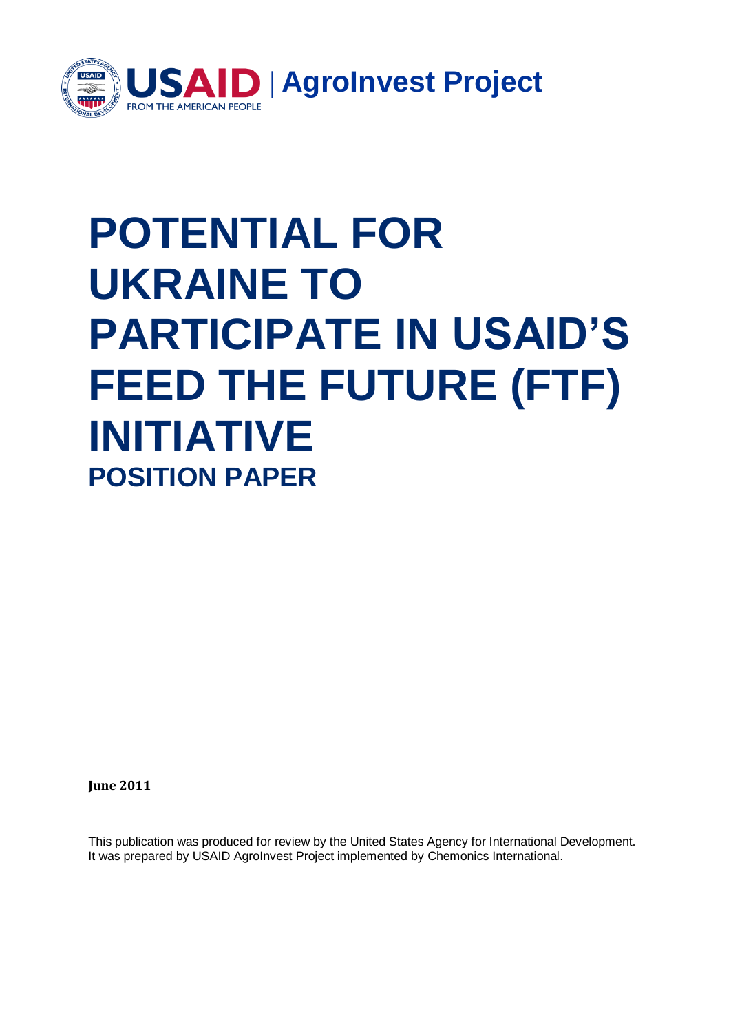USAID | AgroInvest Project

FROM THE AMERICAN PEOPLE

# POTENTIAL FOR UKRAINE TO PARTICIPATE IN USAID'S FEED THE FUTURE (FTF) INITIATIVE

## POSITION PAPER

**June 2011**

This publication was produced for review by the United States Agency for International Development. It was prepared by USAID AgroInvest Project implemented by Chemonics International.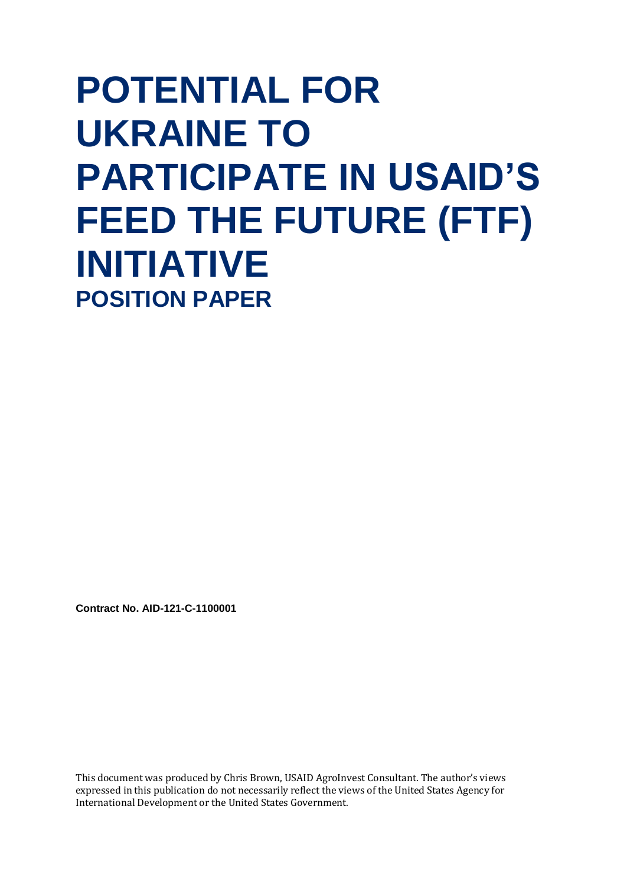# POTENTIAL FOR UKRAINE TO PARTICIPATE IN USAID'S FEED THE FUTURE (FTF) INITIATIVE

## POSITION PAPER

**Contract No. AID-121-C-1100001**

This document was produced by Chris Brown, USAID AgroInvest Consultant. The author's views expressed in this publication do not necessarily reflect the views of the United States Agency for International Development or the United States Government.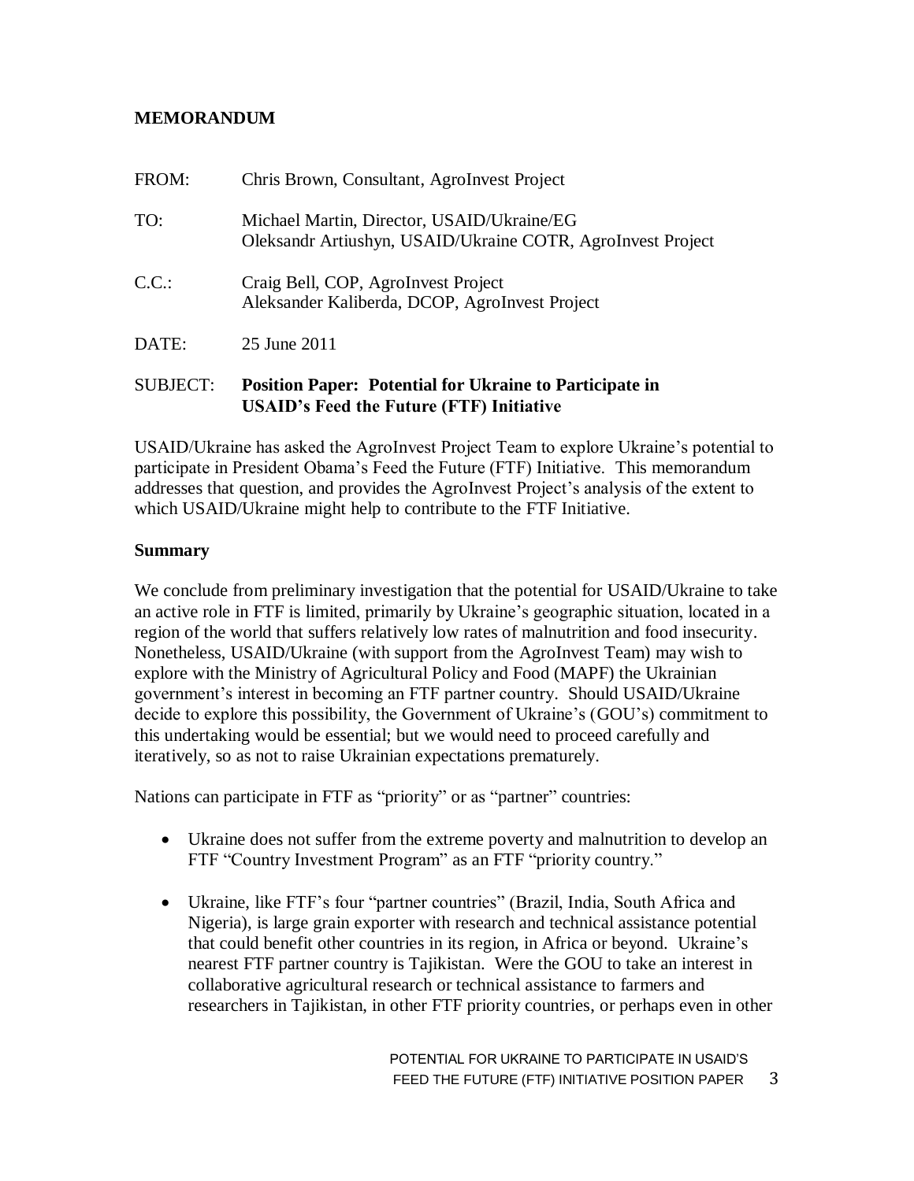**MEMORANDUM**

FROM: Chris Brown, Consultant, AgroInvest Project

TO: Michael Martin, Director, USAID/Ukraine/EG
Oleksandr Artiushyn, USAID/Ukraine COTR, AgroInvest Project

C.C.: Craig Bell, COP, AgroInvest Project
Aleksander Kaliberda, DCOP, AgroInvest Project

DATE: 25 June 2011

SUBJECT: **Position Paper: Potential for Ukraine to Participate in USAID's Feed the Future (FTF) Initiative**

USAID/Ukraine has asked the AgroInvest Project Team to explore Ukraine's potential to participate in President Obama's Feed the Future (FTF) Initiative. This memorandum addresses that question, and provides the AgroInvest Project's analysis of the extent to which USAID/Ukraine might help to contribute to the FTF Initiative.

**Summary**

We conclude from preliminary investigation that the potential for USAID/Ukraine to take an active role in FTF is limited, primarily by Ukraine's geographic situation, located in a region of the world that suffers relatively low rates of malnutrition and food insecurity. Nonetheless, USAID/Ukraine (with support from the AgroInvest Team) may wish to explore with the Ministry of Agricultural Policy and Food (MAPF) the Ukrainian government's interest in becoming an FTF partner country. Should USAID/Ukraine decide to explore this possibility, the Government of Ukraine's (GOU's) commitment to this undertaking would be essential; but we would need to proceed carefully and iteratively, so as not to raise Ukrainian expectations prematurely.

Nations can participate in FTF as "priority" or as "partner" countries:

- Ukraine does not suffer from the extreme poverty and malnutrition to develop an FTF "Country Investment Program" as an FTF "priority country."

- Ukraine, like FTF's four "partner countries" (Brazil, India, South Africa and Nigeria), is large grain exporter with research and technical assistance potential that could benefit other countries in its region, in Africa or beyond. Ukraine's nearest FTF partner country is Tajikistan. Were the GOU to take an interest in collaborative agricultural research or technical assistance to farmers and researchers in Tajikistan, in other FTF priority countries, or perhaps even in other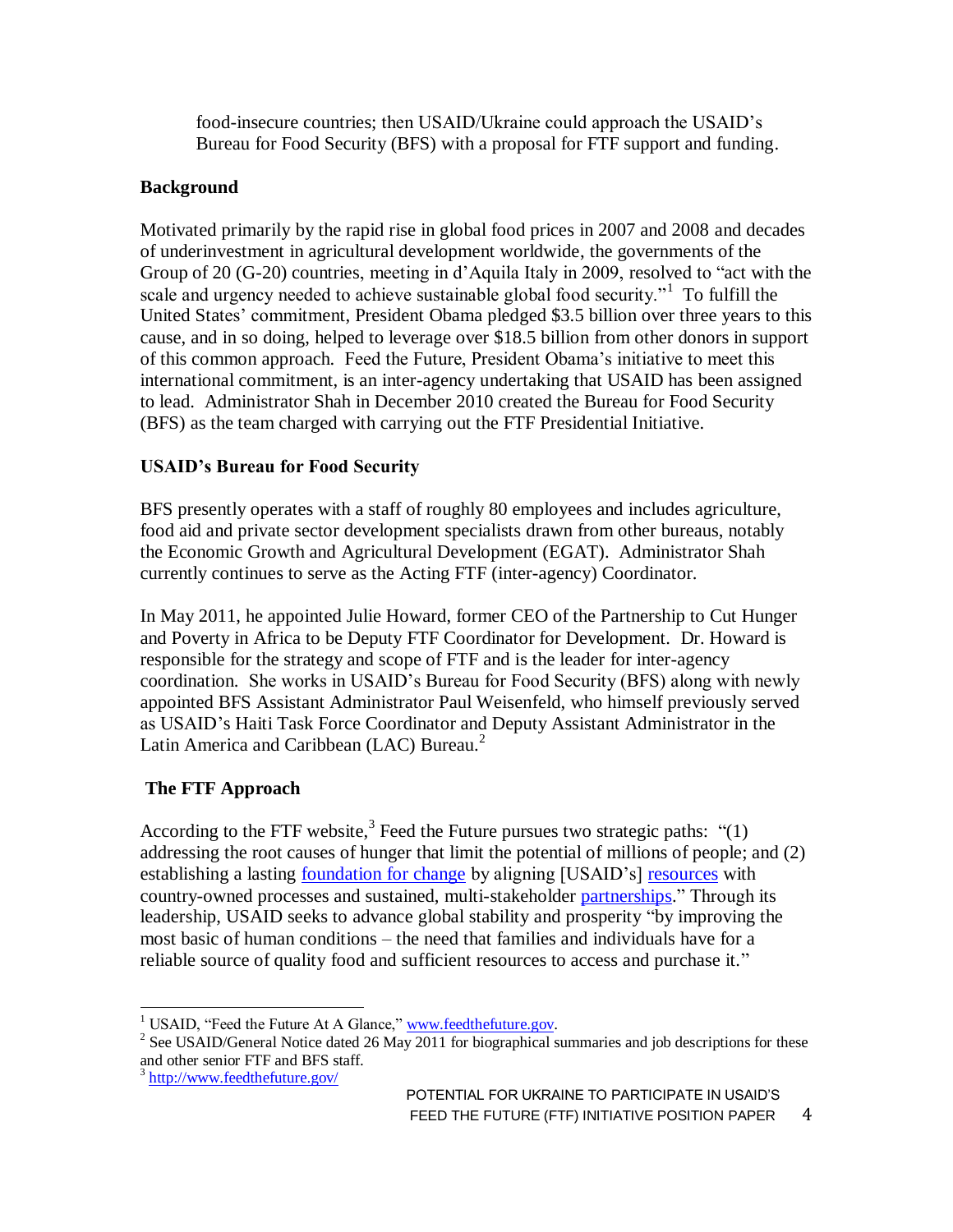food-insecure countries; then USAID/Ukraine could approach the USAID's Bureau for Food Security (BFS) with a proposal for FTF support and funding.

## Background

Motivated primarily by the rapid rise in global food prices in 2007 and 2008 and decades of underinvestment in agricultural development worldwide, the governments of the Group of 20 (G-20) countries, meeting in d'Aquila Italy in 2009, resolved to "act with the scale and urgency needed to achieve sustainable global food security."[1] To fulfill the United States' commitment, President Obama pledged $3.5 billion over three years to this cause, and in so doing, helped to leverage over $18.5 billion from other donors in support of this common approach. Feed the Future, President Obama's initiative to meet this international commitment, is an inter-agency undertaking that USAID has been assigned to lead. Administrator Shah in December 2010 created the Bureau for Food Security (BFS) as the team charged with carrying out the FTF Presidential Initiative.

## USAID's Bureau for Food Security

BFS presently operates with a staff of roughly 80 employees and includes agriculture, food aid and private sector development specialists drawn from other bureaus, notably the Economic Growth and Agricultural Development (EGAT). Administrator Shah currently continues to serve as the Acting FTF (inter-agency) Coordinator.

In May 2011, he appointed Julie Howard, former CEO of the Partnership to Cut Hunger and Poverty in Africa to be Deputy FTF Coordinator for Development. Dr. Howard is responsible for the strategy and scope of FTF and is the leader for inter-agency coordination. She works in USAID's Bureau for Food Security (BFS) along with newly appointed BFS Assistant Administrator Paul Weisenfeld, who himself previously served as USAID's Haiti Task Force Coordinator and Deputy Assistant Administrator in the Latin America and Caribbean (LAC) Bureau.[2]

## The FTF Approach

According to the FTF website,[3] Feed the Future pursues two strategic paths: "(1) addressing the root causes of hunger that limit the potential of millions of people; and (2) establishing a lasting foundation for change by aligning [USAID's] resources with country-owned processes and sustained, multi-stakeholder partnerships." Through its leadership, USAID seeks to advance global stability and prosperity "by improving the most basic of human conditions – the need that families and individuals have for a reliable source of quality food and sufficient resources to access and purchase it."

---

[1] USAID, "Feed the Future At A Glance," www.feedthefuture.gov.

[2] See USAID/General Notice dated 26 May 2011 for biographical summaries and job descriptions for these and other senior FTF and BFS staff.

[3] http://www.feedthefuture.gov/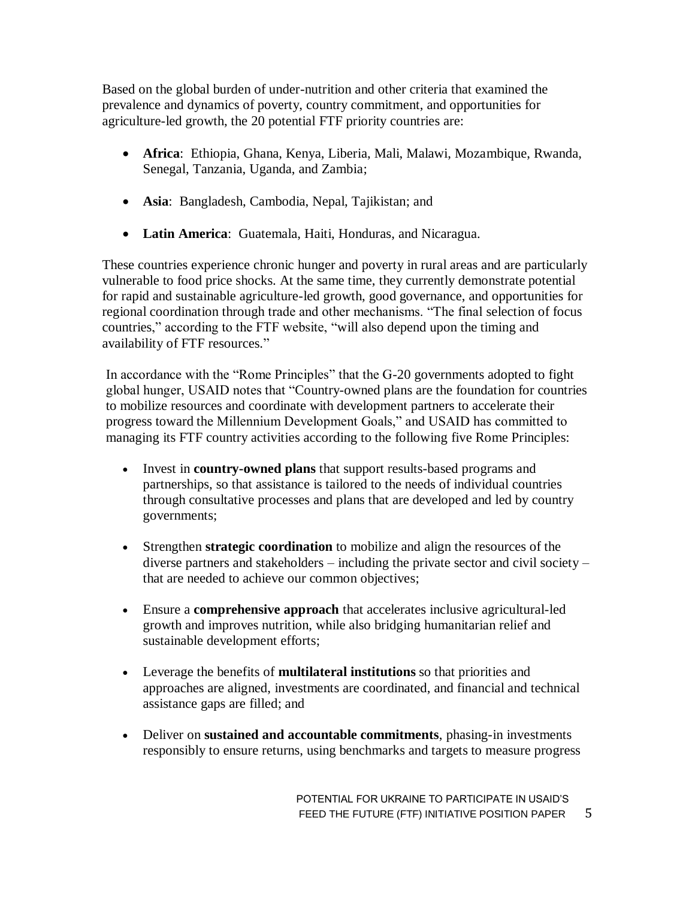Based on the global burden of under-nutrition and other criteria that examined the prevalence and dynamics of poverty, country commitment, and opportunities for agriculture-led growth, the 20 potential FTF priority countries are:

- **Africa**: Ethiopia, Ghana, Kenya, Liberia, Mali, Malawi, Mozambique, Rwanda, Senegal, Tanzania, Uganda, and Zambia;
- **Asia**: Bangladesh, Cambodia, Nepal, Tajikistan; and
- **Latin America**: Guatemala, Haiti, Honduras, and Nicaragua.

These countries experience chronic hunger and poverty in rural areas and are particularly vulnerable to food price shocks. At the same time, they currently demonstrate potential for rapid and sustainable agriculture-led growth, good governance, and opportunities for regional coordination through trade and other mechanisms. "The final selection of focus countries," according to the FTF website, "will also depend upon the timing and availability of FTF resources."

In accordance with the "Rome Principles" that the G-20 governments adopted to fight global hunger, USAID notes that "Country-owned plans are the foundation for countries to mobilize resources and coordinate with development partners to accelerate their progress toward the Millennium Development Goals," and USAID has committed to managing its FTF country activities according to the following five Rome Principles:

- Invest in **country-owned plans** that support results-based programs and partnerships, so that assistance is tailored to the needs of individual countries through consultative processes and plans that are developed and led by country governments;
- Strengthen **strategic coordination** to mobilize and align the resources of the diverse partners and stakeholders – including the private sector and civil society – that are needed to achieve our common objectives;
- Ensure a **comprehensive approach** that accelerates inclusive agricultural-led growth and improves nutrition, while also bridging humanitarian relief and sustainable development efforts;
- Leverage the benefits of **multilateral institutions** so that priorities and approaches are aligned, investments are coordinated, and financial and technical assistance gaps are filled; and
- Deliver on **sustained and accountable commitments**, phasing-in investments responsibly to ensure returns, using benchmarks and targets to measure progress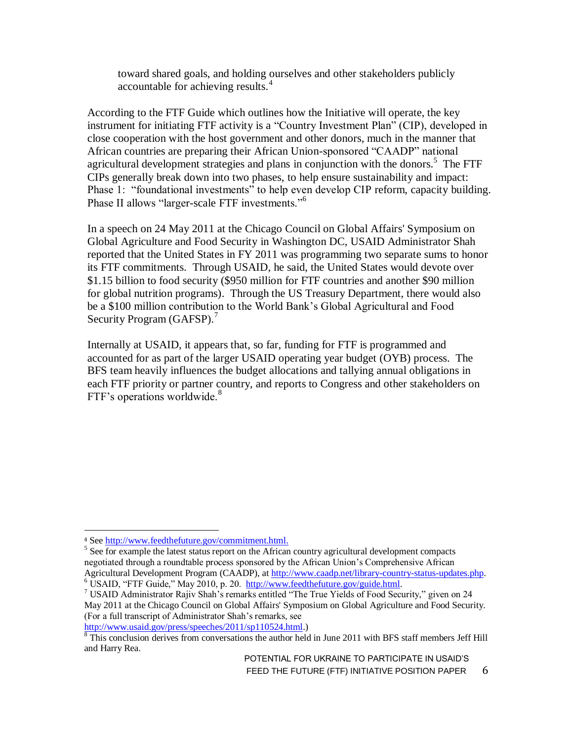toward shared goals, and holding ourselves and other stakeholders publicly accountable for achieving results.[4]

According to the FTF Guide which outlines how the Initiative will operate, the key instrument for initiating FTF activity is a "Country Investment Plan" (CIP), developed in close cooperation with the host government and other donors, much in the manner that African countries are preparing their African Union-sponsored "CAADP" national agricultural development strategies and plans in conjunction with the donors.[5] The FTF CIPs generally break down into two phases, to help ensure sustainability and impact: Phase 1: "foundational investments" to help even develop CIP reform, capacity building. Phase II allows "larger-scale FTF investments."[6]

In a speech on 24 May 2011 at the Chicago Council on Global Affairs' Symposium on Global Agriculture and Food Security in Washington DC, USAID Administrator Shah reported that the United States in FY 2011 was programming two separate sums to honor its FTF commitments. Through USAID, he said, the United States would devote over $1.15 billion to food security ($950 million for FTF countries and another $90 million for global nutrition programs). Through the US Treasury Department, there would also be a $100 million contribution to the World Bank's Global Agricultural and Food Security Program (GAFSP).[7]

Internally at USAID, it appears that, so far, funding for FTF is programmed and accounted for as part of the larger USAID operating year budget (OYB) process. The BFS team heavily influences the budget allocations and tallying annual obligations in each FTF priority or partner country, and reports to Congress and other stakeholders on FTF's operations worldwide.[8]

---

[4] See http://www.feedthefuture.gov/commitment.html.

[5] See for example the latest status report on the African country agricultural development compacts negotiated through a roundtable process sponsored by the African Union's Comprehensive African Agricultural Development Program (CAADP), at http://www.caadp.net/library-country-status-updates.php.

[6] USAID, "FTF Guide," May 2010, p. 20. http://www.feedthefuture.gov/guide.html.

[7] USAID Administrator Rajiv Shah's remarks entitled "The True Yields of Food Security," given on 24 May 2011 at the Chicago Council on Global Affairs' Symposium on Global Agriculture and Food Security. (For a full transcript of Administrator Shah's remarks, see http://www.usaid.gov/press/speeches/2011/sp110524.html.)

[8] This conclusion derives from conversations the author held in June 2011 with BFS staff members Jeff Hill and Harry Rea.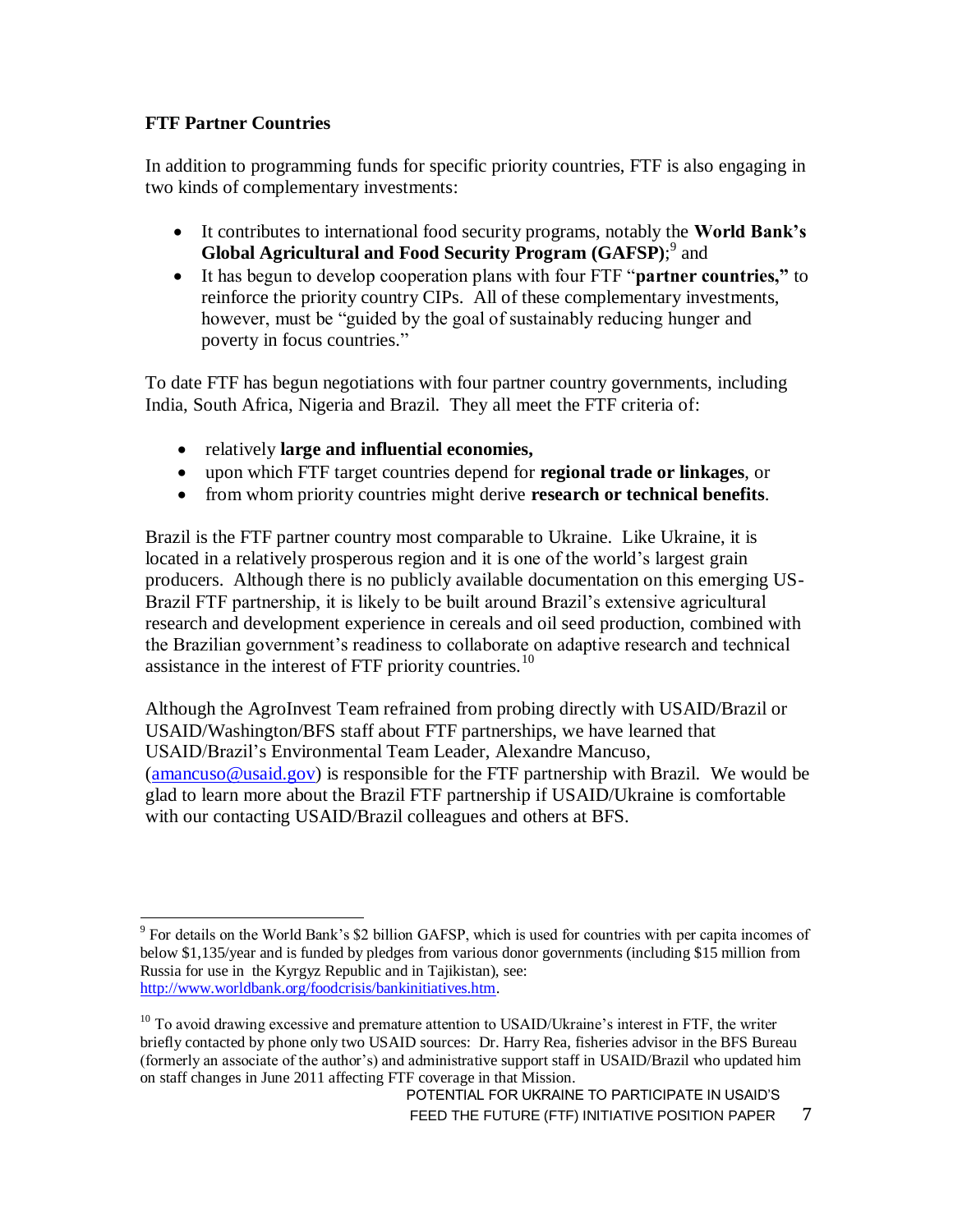**FTF Partner Countries**

In addition to programming funds for specific priority countries, FTF is also engaging in two kinds of complementary investments:

- It contributes to international food security programs, notably the **World Bank's Global Agricultural and Food Security Program (GAFSP)**;[9] and
- It has begun to develop cooperation plans with four FTF "**partner countries,"** to reinforce the priority country CIPs. All of these complementary investments, however, must be "guided by the goal of sustainably reducing hunger and poverty in focus countries."

To date FTF has begun negotiations with four partner country governments, including India, South Africa, Nigeria and Brazil. They all meet the FTF criteria of:

- relatively **large and influential economies,**
- upon which FTF target countries depend for **regional trade or linkages**, or
- from whom priority countries might derive **research or technical benefits**.

Brazil is the FTF partner country most comparable to Ukraine. Like Ukraine, it is located in a relatively prosperous region and it is one of the world's largest grain producers. Although there is no publicly available documentation on this emerging US-Brazil FTF partnership, it is likely to be built around Brazil's extensive agricultural research and development experience in cereals and oil seed production, combined with the Brazilian government's readiness to collaborate on adaptive research and technical assistance in the interest of FTF priority countries.[10]

Although the AgroInvest Team refrained from probing directly with USAID/Brazil or USAID/Washington/BFS staff about FTF partnerships, we have learned that USAID/Brazil's Environmental Team Leader, Alexandre Mancuso, (amancuso@usaid.gov) is responsible for the FTF partnership with Brazil. We would be glad to learn more about the Brazil FTF partnership if USAID/Ukraine is comfortable with our contacting USAID/Brazil colleagues and others at BFS.

---

[9] For details on the World Bank's $2 billion GAFSP, which is used for countries with per capita incomes of below $1,135/year and is funded by pledges from various donor governments (including $15 million from Russia for use in the Kyrgyz Republic and in Tajikistan), see: http://www.worldbank.org/foodcrisis/bankinitiatives.htm.

[10] To avoid drawing excessive and premature attention to USAID/Ukraine's interest in FTF, the writer briefly contacted by phone only two USAID sources: Dr. Harry Rea, fisheries advisor in the BFS Bureau (formerly an associate of the author's) and administrative support staff in USAID/Brazil who updated him on staff changes in June 2011 affecting FTF coverage in that Mission.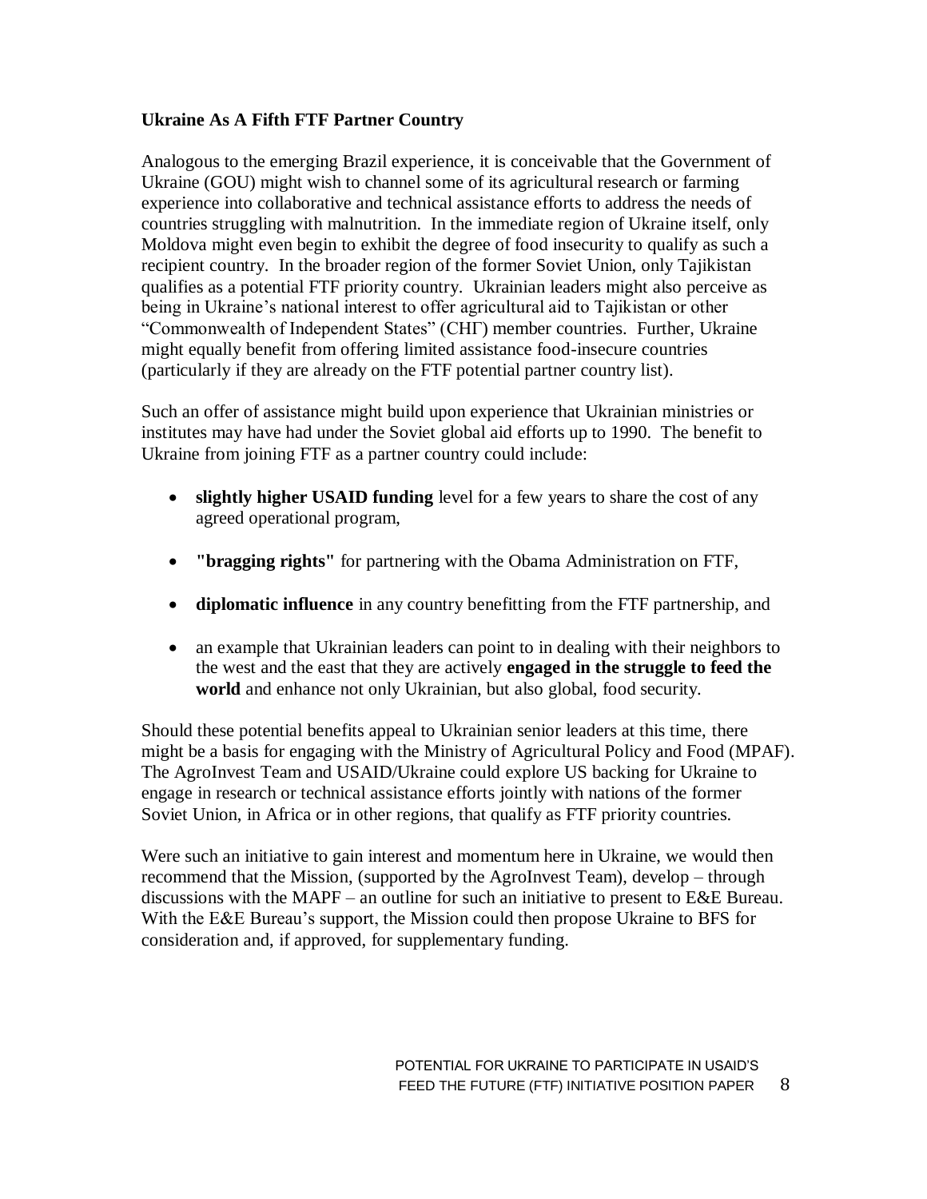**Ukraine As A Fifth FTF Partner Country**

Analogous to the emerging Brazil experience, it is conceivable that the Government of Ukraine (GOU) might wish to channel some of its agricultural research or farming experience into collaborative and technical assistance efforts to address the needs of countries struggling with malnutrition. In the immediate region of Ukraine itself, only Moldova might even begin to exhibit the degree of food insecurity to qualify as such a recipient country. In the broader region of the former Soviet Union, only Tajikistan qualifies as a potential FTF priority country. Ukrainian leaders might also perceive as being in Ukraine's national interest to offer agricultural aid to Tajikistan or other "Commonwealth of Independent States" (СНГ) member countries. Further, Ukraine might equally benefit from offering limited assistance food-insecure countries (particularly if they are already on the FTF potential partner country list).

Such an offer of assistance might build upon experience that Ukrainian ministries or institutes may have had under the Soviet global aid efforts up to 1990. The benefit to Ukraine from joining FTF as a partner country could include:

- **slightly higher USAID funding** level for a few years to share the cost of any agreed operational program,
- **"bragging rights"** for partnering with the Obama Administration on FTF,
- **diplomatic influence** in any country benefitting from the FTF partnership, and
- an example that Ukrainian leaders can point to in dealing with their neighbors to the west and the east that they are actively **engaged in the struggle to feed the world** and enhance not only Ukrainian, but also global, food security.

Should these potential benefits appeal to Ukrainian senior leaders at this time, there might be a basis for engaging with the Ministry of Agricultural Policy and Food (MPAF). The AgroInvest Team and USAID/Ukraine could explore US backing for Ukraine to engage in research or technical assistance efforts jointly with nations of the former Soviet Union, in Africa or in other regions, that qualify as FTF priority countries.

Were such an initiative to gain interest and momentum here in Ukraine, we would then recommend that the Mission, (supported by the AgroInvest Team), develop – through discussions with the MAPF – an outline for such an initiative to present to E&E Bureau. With the E&E Bureau's support, the Mission could then propose Ukraine to BFS for consideration and, if approved, for supplementary funding.